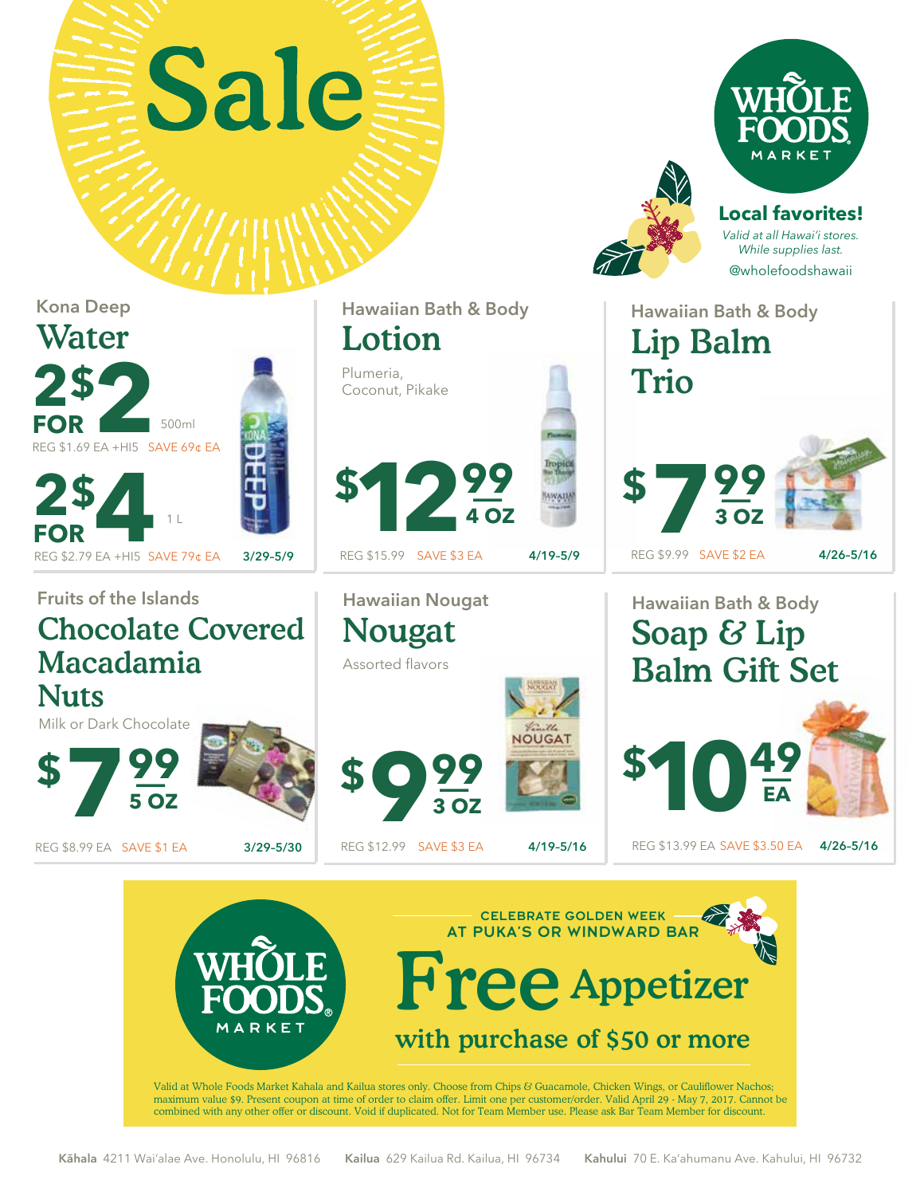# Sale

**WHOLE FOODS MARKET**

**Local favorites!**

*Valid at all Hawai'i stores. While supplies last.*

@wholefoodshawaii

---

Kona Deep

## Water

**2 FOR $2** 500ml

REG $1.69 EA +HI5 SAVE 69¢ EA

**2 FOR $4** 1 L

REG $2.79 EA +HI5 SAVE 79¢ EA 3/29-5/9

---

Hawaiian Bath & Body

## Lotion

Plumeria, Coconut, Pikake

**$12.99** 4 OZ

REG $15.99 SAVE $3 EA 4/19-5/9

---

Hawaiian Bath & Body

## Lip Balm Trio

**$7.99** 3 OZ

REG $9.99 SAVE $2 EA 4/26-5/16

---

Fruits of the Islands

## Chocolate Covered Macadamia Nuts

Milk or Dark Chocolate

**$7.99** 5 OZ

REG $8.99 EA SAVE $1 EA 3/29-5/30

---

Hawaiian Nougat

## Nougat

Assorted flavors

**$9.99** 3 OZ

REG $12.99 SAVE $3 EA 4/19-5/16

---

Hawaiian Bath & Body

## Soap & Lip Balm Gift Set

**$10.49** EA

REG $13.99 EA SAVE $3.50 EA 4/26-5/16

---

**WHOLE FOODS MARKET**

CELEBRATE GOLDEN WEEK AT PUKA'S OR WINDWARD BAR

## Free Appetizer

**with purchase of $50 or more**

Valid at Whole Foods Market Kahala and Kailua stores only. Choose from Chips & Guacamole, Chicken Wings, or Cauliflower Nachos; maximum value $9. Present coupon at time of order to claim offer. Limit one per customer/order. Valid April 29 - May 7, 2017. Cannot be combined with any other offer or discount. Void if duplicated. Not for Team Member use. Please ask Bar Team Member for discount.

---

**Kāhala** 4211 Wai'alae Ave. Honolulu, HI 96816 **Kailua** 629 Kailua Rd. Kailua, HI 96734 **Kahului** 70 E. Ka'ahumanu Ave. Kahului, HI 96732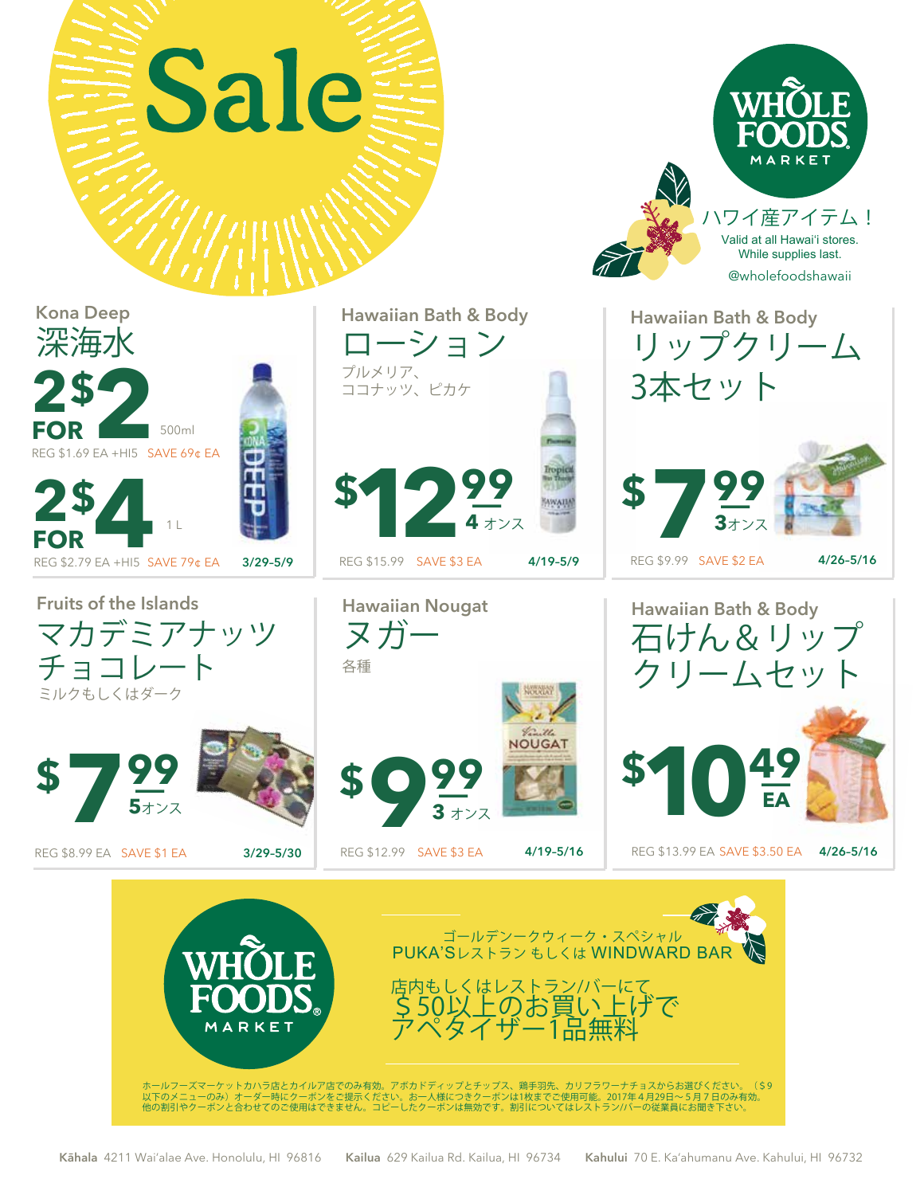# Sale

WHOLE FOODS MARKET

ハワイ産アイテム！

Valid at all Hawai'i stores.
While supplies last.

@wholefoodshawaii

## Kona Deep
### 深海水

**2 FOR $2** 500ml

REG $1.69 EA +HI5 SAVE 69¢ EA

**2 FOR $4** 1 L

REG $2.79 EA +HI5 SAVE 79¢ EA 3/29-5/9

## Hawaiian Bath & Body
### ローション

プルメリア、
ココナッツ、ピカケ

**$12.99** 4 オンス

REG $15.99 SAVE $3 EA 4/19-5/9

## Hawaiian Bath & Body
### リップクリーム 3本セット

**$7.99** 3オンス

REG $9.99 SAVE $2 EA 4/26-5/16

## Fruits of the Islands
### マカデミアナッツチョコレート

ミルクもしくはダーク

**$7.99** 5オンス

REG $8.99 EA SAVE $1 EA 3/29-5/30

## Hawaiian Nougat
### ヌガー

各種

**$9.99** 3 オンス

REG $12.99 SAVE $3 EA 4/19-5/16

## Hawaiian Bath & Body
### 石けん&リップクリームセット

**$10.49 EA**

REG $13.99 EA SAVE $3.50 EA 4/26-5/16

---

WHOLE FOODS MARKET

ゴールデンークウィーク・スペシャル
PUKA'Sレストラン もしくは WINDWARD BAR

店内もしくはレストラン/バーにて
＄50以上のお買い上げで
アペタイザー1品無料

ホールフーズマーケットカハラ店とカイルア店でのみ有効。アボカドディップとチップス、鶏手羽先、カリフラワーナチョスからお選びください。（$9以下のメニューのみ）オーダー時にクーポンをご提示ください。お一人様につきクーポンは1枚までご使用可能。2017年4月29日～5月7日のみ有効。他の割引やクーポンと合わせてのご使用はできません。コピーしたクーポンは無効です。割引についてはレストラン/バーの従業員にお聞き下さい。

**Kāhala** 4211 Wai'alae Ave. Honolulu, HI 96816 **Kailua** 629 Kailua Rd. Kailua, HI 96734 **Kahului** 70 E. Ka'ahumanu Ave. Kahului, HI 96732